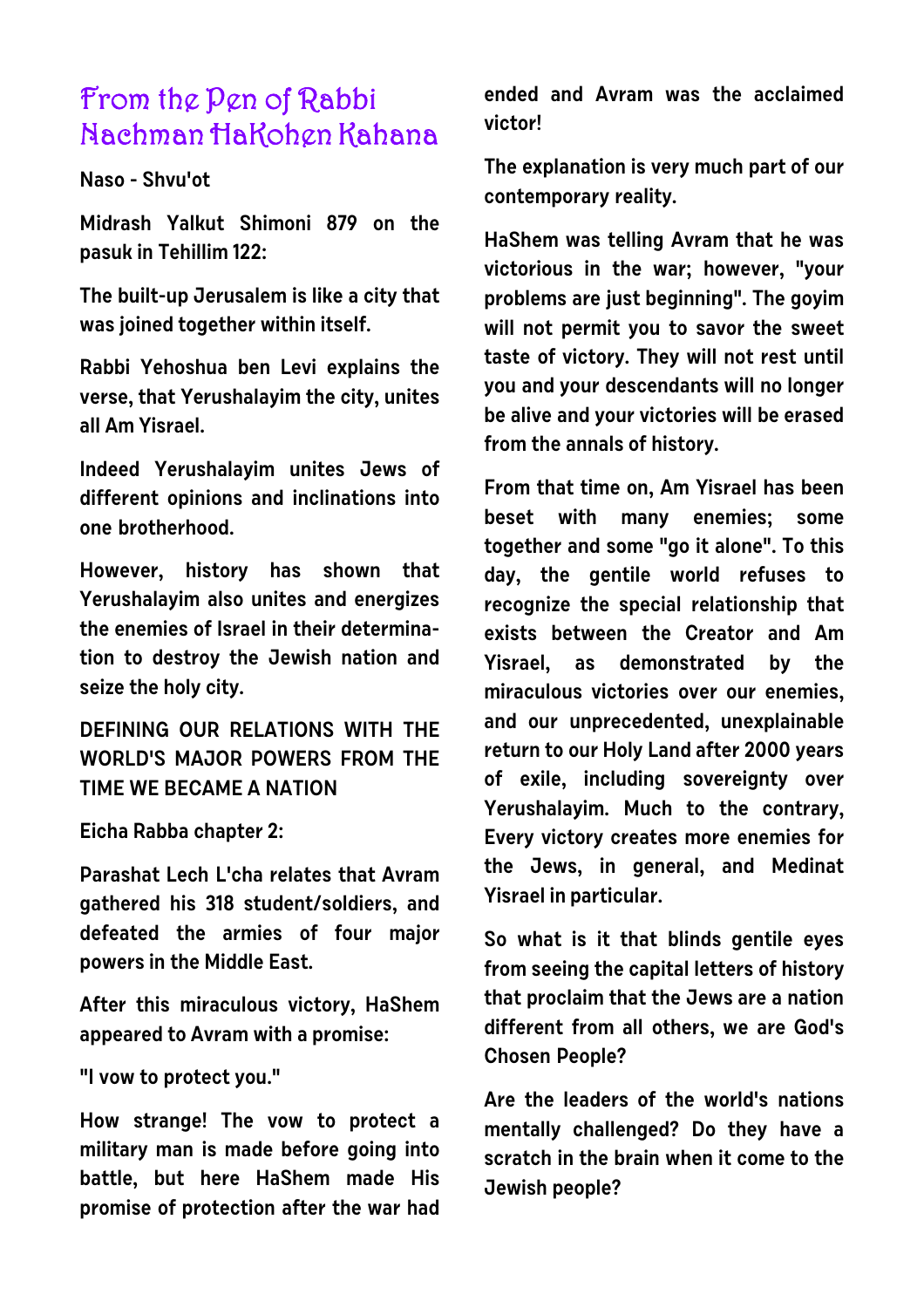# From the Pen of Rabbi Nachman HaKohen Kahana

**Naso - Shvu'ot**

**Midrash Yalkut Shimoni 879 on the pasuk in Tehillim 122:**

**The built-up Jerusalem is like a city that was joined together within itself.**

**Rabbi Yehoshua ben Levi explains the verse, that Yerushalayim the city, unites all Am Yisrael.**

**Indeed Yerushalayim unites Jews of different opinions and inclinations into one brotherhood.**

**However, history has shown that Yerushalayim also unites and energizes the enemies of Israel in their determination to destroy the Jewish nation and seize the holy city.**

## DEFINING OUR RELATIONS WITH THE WORLD'S MAJOR POWERS FROM THE TIME WE BECAME A NATION

**Eicha Rabba chapter 2:**

**Parashat Lech L'cha relates that Avram gathered his 318 student/soldiers, and defeated the armies of four major powers in the Middle East.**

**After this miraculous victory, HaShem appeared to Avram with a promise:**

**"I vow to protect you."**

**How strange! The vow to protect a military man is made before going into battle, but here HaShem made His promise of protection after the war had ended and Avram was the acclaimed victor!**

**The explanation is very much part of our contemporary reality.**

**HaShem was telling Avram that he was victorious in the war; however, "your problems are just beginning". The goyim will not permit you to savor the sweet taste of victory. They will not rest until you and your descendants will no longer be alive and your victories will be erased from the annals of history.**

**From that time on, Am Yisrael has been beset with many enemies; some together and some "go it alone". To this day, the gentile world refuses to recognize the special relationship that exists between the Creator and Am Yisrael, as demonstrated by the miraculous victories over our enemies, and our unprecedented, unexplainable return to our Holy Land after 2000 years of exile, including sovereignty over Yerushalayim. Much to the contrary, Every victory creates more enemies for the Jews, in general, and Medinat Yisrael in particular.**

**So what is it that blinds gentile eyes from seeing the capital letters of history that proclaim that the Jews are a nation different from all others, we are God's Chosen People?**

**Are the leaders of the world's nations mentally challenged? Do they have a scratch in the brain when it come to the Jewish people?**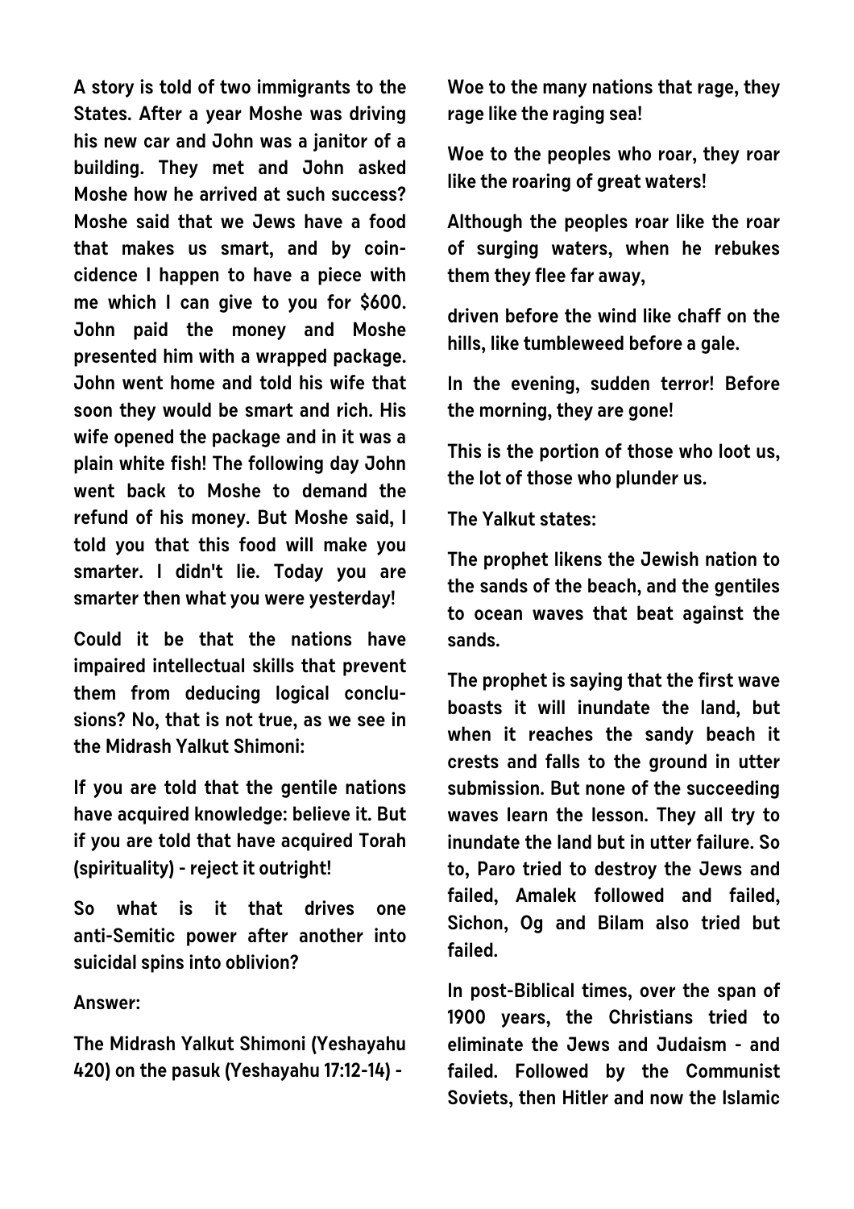**A story is told of two immigrants to the States. After a year Moshe was driving his new car and John was a janitor of a building. They met and John asked Moshe how he arrived at such success? Moshe said that we Jews have a food that makes us smart, and by coincidence I happen to have a piece with me which I can give to you for $600. John paid the money and Moshe presented him with a wrapped package. John went home and told his wife that soon they would be smart and rich. His wife opened the package and in it was a plain white fish! The following day John went back to Moshe to demand the refund of his money. But Moshe said, I told you that this food will make you smarter. I didn't lie. Today you are smarter then what you were yesterday!**

**Could it be that the nations have impaired intellectual skills that prevent them from deducing logical conclusions? No, that is not true, as we see in the Midrash Yalkut Shimoni:**

**If you are told that the gentile nations have acquired knowledge: believe it. But if you are told that have acquired Torah (spirituality) - reject it outright!**

**So what is it that drives one anti-Semitic power after another into suicidal spins into oblivion?**

**Answer:**

**The Midrash Yalkut Shimoni (Yeshayahu 420) on the pasuk (Yeshayahu 17:12-14) -**

**Woe to the many nations that rage, they rage like the raging sea!**

**Woe to the peoples who roar, they roar like the roaring of great waters!**

**Although the peoples roar like the roar of surging waters, when he rebukes them they flee far away,**

**driven before the wind like chaff on the hills, like tumbleweed before a gale.**

**In the evening, sudden terror! Before the morning, they are gone!**

**This is the portion of those who loot us, the lot of those who plunder us.**

**The Yalkut states:**

**The prophet likens the Jewish nation to the sands of the beach, and the gentiles to ocean waves that beat against the sands.**

**The prophet is saying that the first wave boasts it will inundate the land, but when it reaches the sandy beach it crests and falls to the ground in utter submission. But none of the succeeding waves learn the lesson. They all try to inundate the land but in utter failure. So to, Paro tried to destroy the Jews and failed, Amalek followed and failed, Sichon, Og and Bilam also tried but failed.**

**In post-Biblical times, over the span of 1900 years, the Christians tried to eliminate the Jews and Judaism - and failed. Followed by the Communist Soviets, then Hitler and now the Islamic**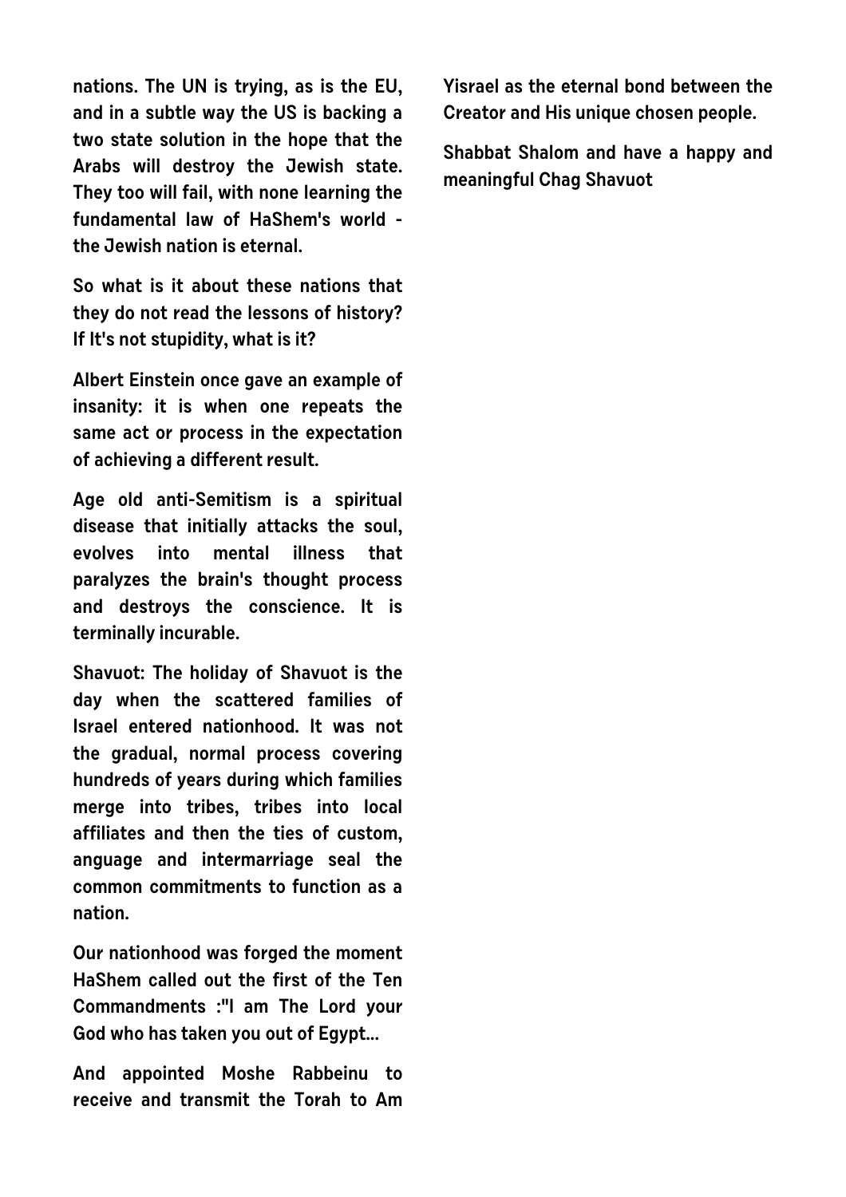**nations. The UN is trying, as is the EU, and in a subtle way the US is backing a two state solution in the hope that the Arabs will destroy the Jewish state. They too will fail, with none learning the fundamental law of HaShem's world - the Jewish nation is eternal.**

**So what is it about these nations that they do not read the lessons of history? If It's not stupidity, what is it?**

**Albert Einstein once gave an example of insanity: it is when one repeats the same act or process in the expectation of achieving a different result.**

**Age old anti-Semitism is a spiritual disease that initially attacks the soul, evolves into mental illness that paralyzes the brain's thought process and destroys the conscience. It is terminally incurable.**

**Shavuot: The holiday of Shavuot is the day when the scattered families of Israel entered nationhood. It was not the gradual, normal process covering hundreds of years during which families merge into tribes, tribes into local affiliates and then the ties of custom, anguage and intermarriage seal the common commitments to function as a nation.**

**Our nationhood was forged the moment HaShem called out the first of the Ten Commandments :"I am The Lord your God who has taken you out of Egypt...**

**And appointed Moshe Rabbeinu to receive and transmit the Torah to Am Yisrael as the eternal bond between the Creator and His unique chosen people.**

**Shabbat Shalom and have a happy and meaningful Chag Shavuot**